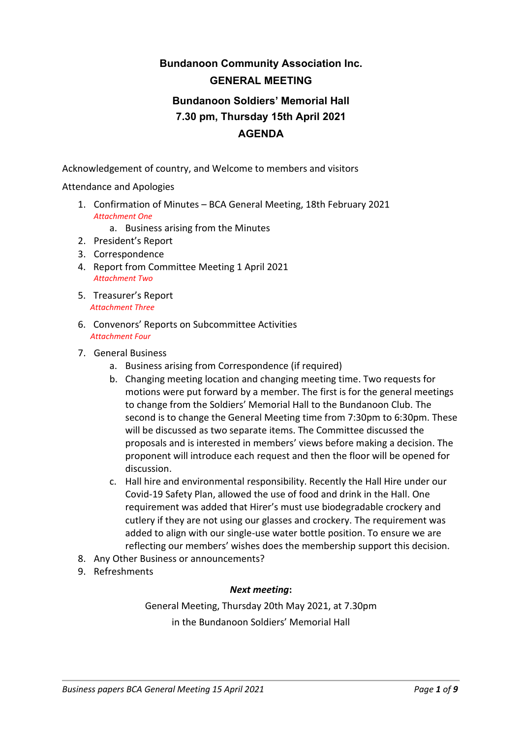# Bundanoon Community Association Inc.

## GENERAL MEETING

## Bundanoon Soldiers' Memorial Hall

## 7.30 pm, Thursday 15th April 2021

## AGENDA

Acknowledgement of country, and Welcome to members and visitors

Attendance and Apologies

1. Confirmation of Minutes – BCA General Meeting, 18th February 2021
   *Attachment One*
   a. Business arising from the Minutes
2. President's Report
3. Correspondence
4. Report from Committee Meeting 1 April 2021
   *Attachment Two*
5. Treasurer's Report
   *Attachment Three*
6. Convenors' Reports on Subcommittee Activities
   *Attachment Four*
7. General Business
   a. Business arising from Correspondence (if required)
   b. Changing meeting location and changing meeting time. Two requests for motions were put forward by a member. The first is for the general meetings to change from the Soldiers' Memorial Hall to the Bundanoon Club. The second is to change the General Meeting time from 7:30pm to 6:30pm. These will be discussed as two separate items. The Committee discussed the proposals and is interested in members' views before making a decision. The proponent will introduce each request and then the floor will be opened for discussion.
   c. Hall hire and environmental responsibility. Recently the Hall Hire under our Covid-19 Safety Plan, allowed the use of food and drink in the Hall. One requirement was added that Hirer's must use biodegradable crockery and cutlery if they are not using our glasses and crockery. The requirement was added to align with our single-use water bottle position. To ensure we are reflecting our members' wishes does the membership support this decision.
8. Any Other Business or announcements?
9. Refreshments

***Next meeting*:**

General Meeting, Thursday 20th May 2021, at 7.30pm
in the Bundanoon Soldiers' Memorial Hall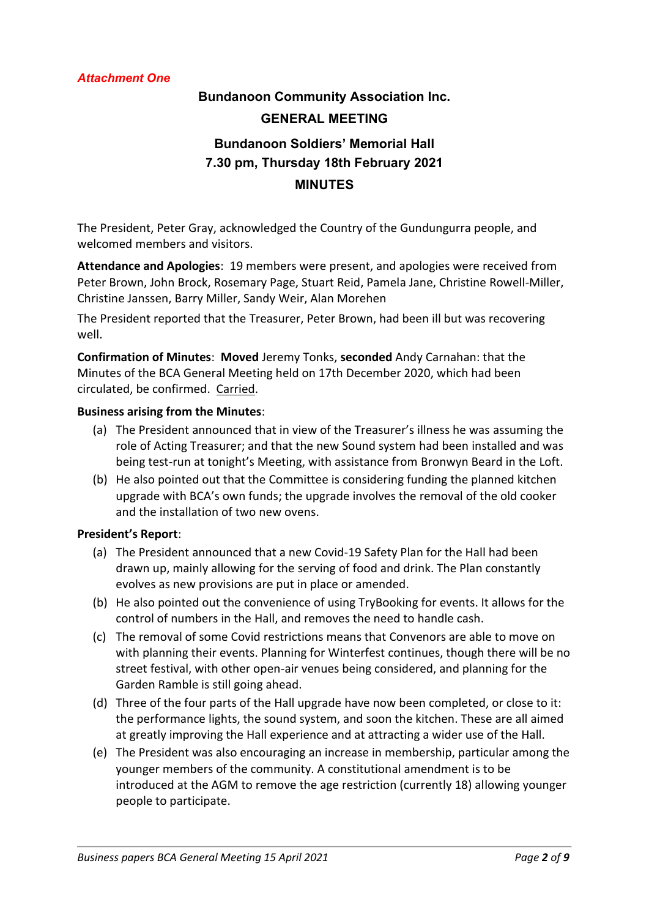*Attachment One*

# Bundanoon Community Association Inc.

## GENERAL MEETING

## Bundanoon Soldiers' Memorial Hall

## 7.30 pm, Thursday 18th February 2021

## MINUTES

The President, Peter Gray, acknowledged the Country of the Gundungurra people, and welcomed members and visitors.

**Attendance and Apologies**: 19 members were present, and apologies were received from Peter Brown, John Brock, Rosemary Page, Stuart Reid, Pamela Jane, Christine Rowell-Miller, Christine Janssen, Barry Miller, Sandy Weir, Alan Morehen

The President reported that the Treasurer, Peter Brown, had been ill but was recovering well.

**Confirmation of Minutes**: **Moved** Jeremy Tonks, **seconded** Andy Carnahan: that the Minutes of the BCA General Meeting held on 17th December 2020, which had been circulated, be confirmed. <u>Carried</u>.

**Business arising from the Minutes**:

(a) The President announced that in view of the Treasurer's illness he was assuming the role of Acting Treasurer; and that the new Sound system had been installed and was being test-run at tonight's Meeting, with assistance from Bronwyn Beard in the Loft.

(b) He also pointed out that the Committee is considering funding the planned kitchen upgrade with BCA's own funds; the upgrade involves the removal of the old cooker and the installation of two new ovens.

**President's Report**:

(a) The President announced that a new Covid-19 Safety Plan for the Hall had been drawn up, mainly allowing for the serving of food and drink. The Plan constantly evolves as new provisions are put in place or amended.

(b) He also pointed out the convenience of using TryBooking for events. It allows for the control of numbers in the Hall, and removes the need to handle cash.

(c) The removal of some Covid restrictions means that Convenors are able to move on with planning their events. Planning for Winterfest continues, though there will be no street festival, with other open-air venues being considered, and planning for the Garden Ramble is still going ahead.

(d) Three of the four parts of the Hall upgrade have now been completed, or close to it: the performance lights, the sound system, and soon the kitchen. These are all aimed at greatly improving the Hall experience and at attracting a wider use of the Hall.

(e) The President was also encouraging an increase in membership, particular among the younger members of the community. A constitutional amendment is to be introduced at the AGM to remove the age restriction (currently 18) allowing younger people to participate.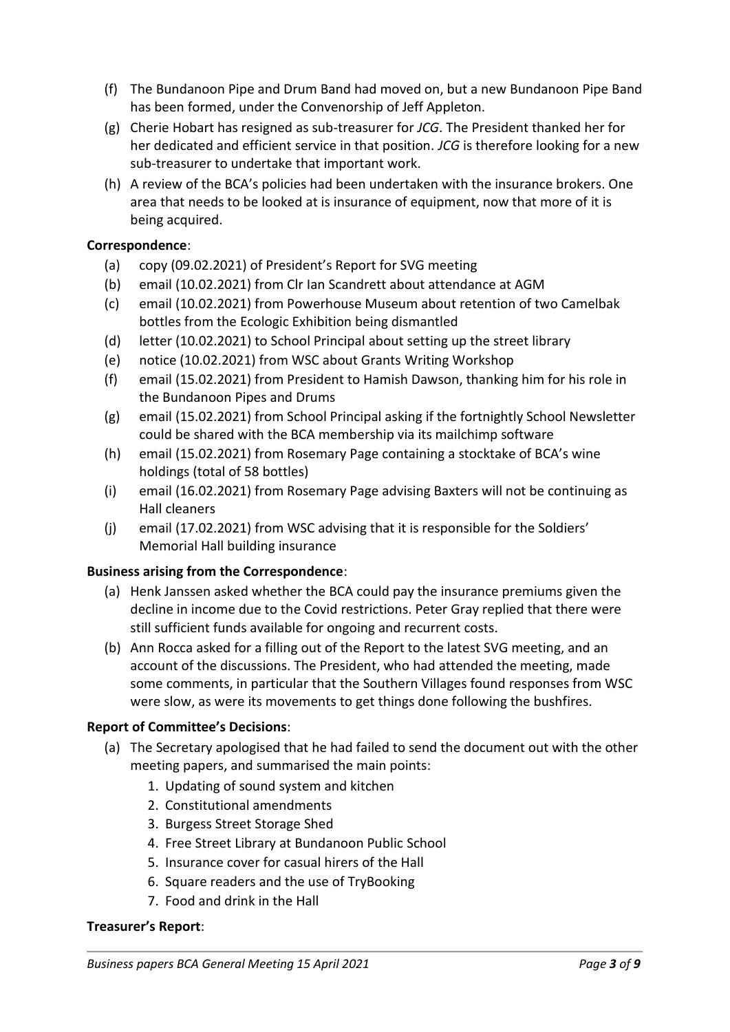(f) The Bundanoon Pipe and Drum Band had moved on, but a new Bundanoon Pipe Band has been formed, under the Convenorship of Jeff Appleton.

(g) Cherie Hobart has resigned as sub-treasurer for *JCG*. The President thanked her for her dedicated and efficient service in that position. *JCG* is therefore looking for a new sub-treasurer to undertake that important work.

(h) A review of the BCA's policies had been undertaken with the insurance brokers. One area that needs to be looked at is insurance of equipment, now that more of it is being acquired.

**Correspondence**:

(a) copy (09.02.2021) of President's Report for SVG meeting

(b) email (10.02.2021) from Clr Ian Scandrett about attendance at AGM

(c) email (10.02.2021) from Powerhouse Museum about retention of two Camelbak bottles from the Ecologic Exhibition being dismantled

(d) letter (10.02.2021) to School Principal about setting up the street library

(e) notice (10.02.2021) from WSC about Grants Writing Workshop

(f) email (15.02.2021) from President to Hamish Dawson, thanking him for his role in the Bundanoon Pipes and Drums

(g) email (15.02.2021) from School Principal asking if the fortnightly School Newsletter could be shared with the BCA membership via its mailchimp software

(h) email (15.02.2021) from Rosemary Page containing a stocktake of BCA's wine holdings (total of 58 bottles)

(i) email (16.02.2021) from Rosemary Page advising Baxters will not be continuing as Hall cleaners

(j) email (17.02.2021) from WSC advising that it is responsible for the Soldiers' Memorial Hall building insurance

**Business arising from the Correspondence**:

(a) Henk Janssen asked whether the BCA could pay the insurance premiums given the decline in income due to the Covid restrictions. Peter Gray replied that there were still sufficient funds available for ongoing and recurrent costs.

(b) Ann Rocca asked for a filling out of the Report to the latest SVG meeting, and an account of the discussions. The President, who had attended the meeting, made some comments, in particular that the Southern Villages found responses from WSC were slow, as were its movements to get things done following the bushfires.

**Report of Committee's Decisions**:

(a) The Secretary apologised that he had failed to send the document out with the other meeting papers, and summarised the main points:
    1. Updating of sound system and kitchen
    2. Constitutional amendments
    3. Burgess Street Storage Shed
    4. Free Street Library at Bundanoon Public School
    5. Insurance cover for casual hirers of the Hall
    6. Square readers and the use of TryBooking
    7. Food and drink in the Hall

**Treasurer's Report**: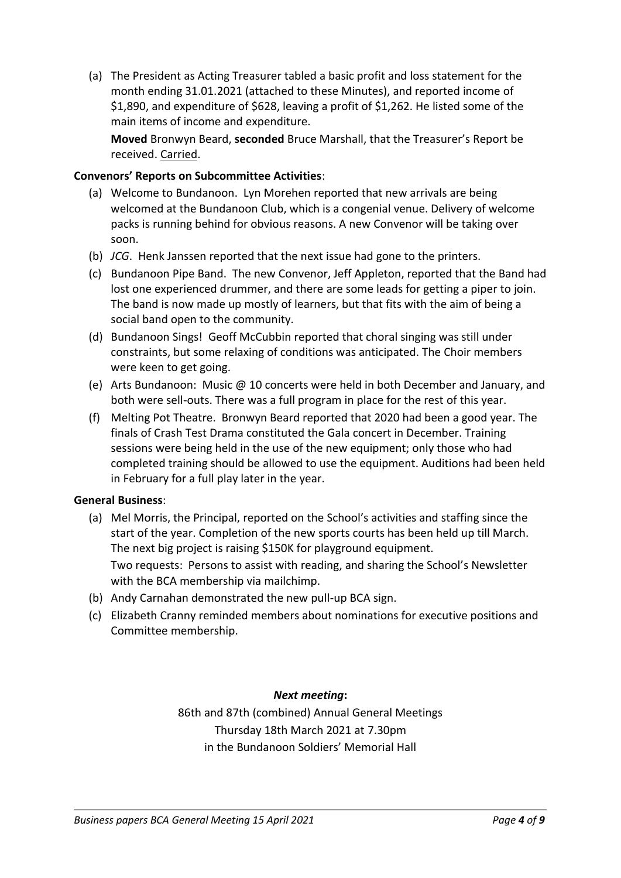(a) The President as Acting Treasurer tabled a basic profit and loss statement for the month ending 31.01.2021 (attached to these Minutes), and reported income of $1,890, and expenditure of $628, leaving a profit of $1,262. He listed some of the main items of income and expenditure.

**Moved** Bronwyn Beard, **seconded** Bruce Marshall, that the Treasurer's Report be received. Carried.

**Convenors' Reports on Subcommittee Activities**:

(a) Welcome to Bundanoon. Lyn Morehen reported that new arrivals are being welcomed at the Bundanoon Club, which is a congenial venue. Delivery of welcome packs is running behind for obvious reasons. A new Convenor will be taking over soon.

(b) *JCG*. Henk Janssen reported that the next issue had gone to the printers.

(c) Bundanoon Pipe Band. The new Convenor, Jeff Appleton, reported that the Band had lost one experienced drummer, and there are some leads for getting a piper to join. The band is now made up mostly of learners, but that fits with the aim of being a social band open to the community.

(d) Bundanoon Sings! Geoff McCubbin reported that choral singing was still under constraints, but some relaxing of conditions was anticipated. The Choir members were keen to get going.

(e) Arts Bundanoon: Music @ 10 concerts were held in both December and January, and both were sell-outs. There was a full program in place for the rest of this year.

(f) Melting Pot Theatre. Bronwyn Beard reported that 2020 had been a good year. The finals of Crash Test Drama constituted the Gala concert in December. Training sessions were being held in the use of the new equipment; only those who had completed training should be allowed to use the equipment. Auditions had been held in February for a full play later in the year.

**General Business**:

(a) Mel Morris, the Principal, reported on the School's activities and staffing since the start of the year. Completion of the new sports courts has been held up till March. The next big project is raising $150K for playground equipment.

Two requests: Persons to assist with reading, and sharing the School's Newsletter with the BCA membership via mailchimp.

(b) Andy Carnahan demonstrated the new pull-up BCA sign.

(c) Elizabeth Cranny reminded members about nominations for executive positions and Committee membership.

***Next meeting*:**

86th and 87th (combined) Annual General Meetings
Thursday 18th March 2021 at 7.30pm
in the Bundanoon Soldiers' Memorial Hall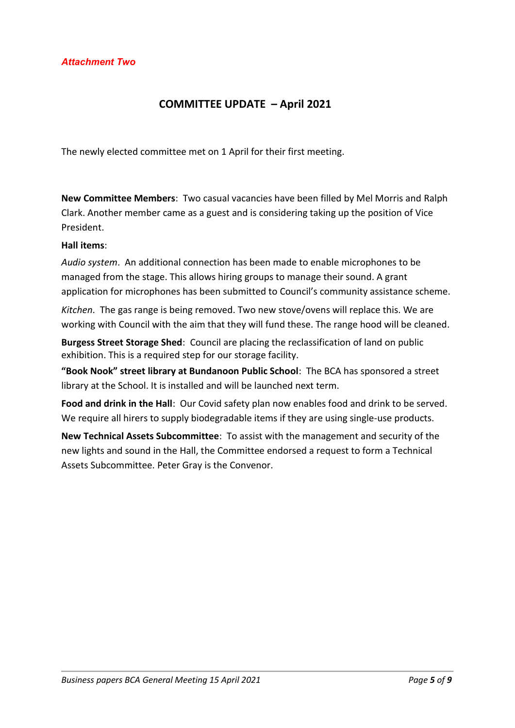*Attachment Two*

## COMMITTEE UPDATE – April 2021

The newly elected committee met on 1 April for their first meeting.

**New Committee Members**: Two casual vacancies have been filled by Mel Morris and Ralph Clark. Another member came as a guest and is considering taking up the position of Vice President.

**Hall items**:

*Audio system*. An additional connection has been made to enable microphones to be managed from the stage. This allows hiring groups to manage their sound. A grant application for microphones has been submitted to Council's community assistance scheme.

*Kitchen*. The gas range is being removed. Two new stove/ovens will replace this. We are working with Council with the aim that they will fund these. The range hood will be cleaned.

**Burgess Street Storage Shed**: Council are placing the reclassification of land on public exhibition. This is a required step for our storage facility.

**"Book Nook" street library at Bundanoon Public School**: The BCA has sponsored a street library at the School. It is installed and will be launched next term.

**Food and drink in the Hall**: Our Covid safety plan now enables food and drink to be served. We require all hirers to supply biodegradable items if they are using single-use products.

**New Technical Assets Subcommittee**: To assist with the management and security of the new lights and sound in the Hall, the Committee endorsed a request to form a Technical Assets Subcommittee. Peter Gray is the Convenor.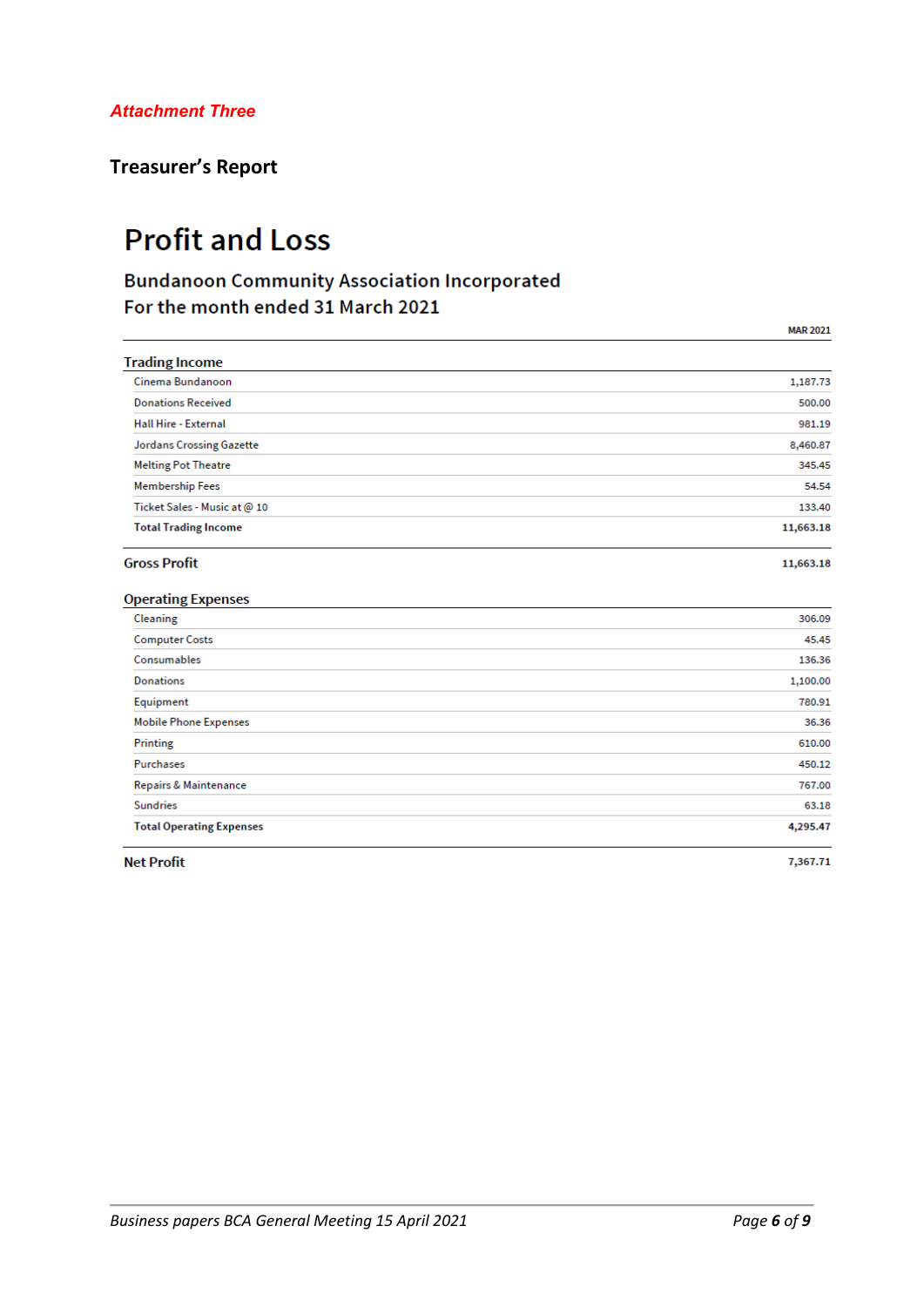*Attachment Three*

**Treasurer's Report**

# Profit and Loss

## Bundanoon Community Association Incorporated
## For the month ended 31 March 2021

| | MAR 2021 |
|---|---|
| **Trading Income** | |
| Cinema Bundanoon | 1,187.73 |
| Donations Received | 500.00 |
| Hall Hire - External | 981.19 |
| Jordans Crossing Gazette | 8,460.87 |
| Melting Pot Theatre | 345.45 |
| Membership Fees | 54.54 |
| Ticket Sales - Music at @ 10 | 133.40 |
| **Total Trading Income** | **11,663.18** |
| **Gross Profit** | **11,663.18** |
| **Operating Expenses** | |
| Cleaning | 306.09 |
| Computer Costs | 45.45 |
| Consumables | 136.36 |
| Donations | 1,100.00 |
| Equipment | 780.91 |
| Mobile Phone Expenses | 36.36 |
| Printing | 610.00 |
| Purchases | 450.12 |
| Repairs & Maintenance | 767.00 |
| Sundries | 63.18 |
| **Total Operating Expenses** | **4,295.47** |
| **Net Profit** | **7,367.71** |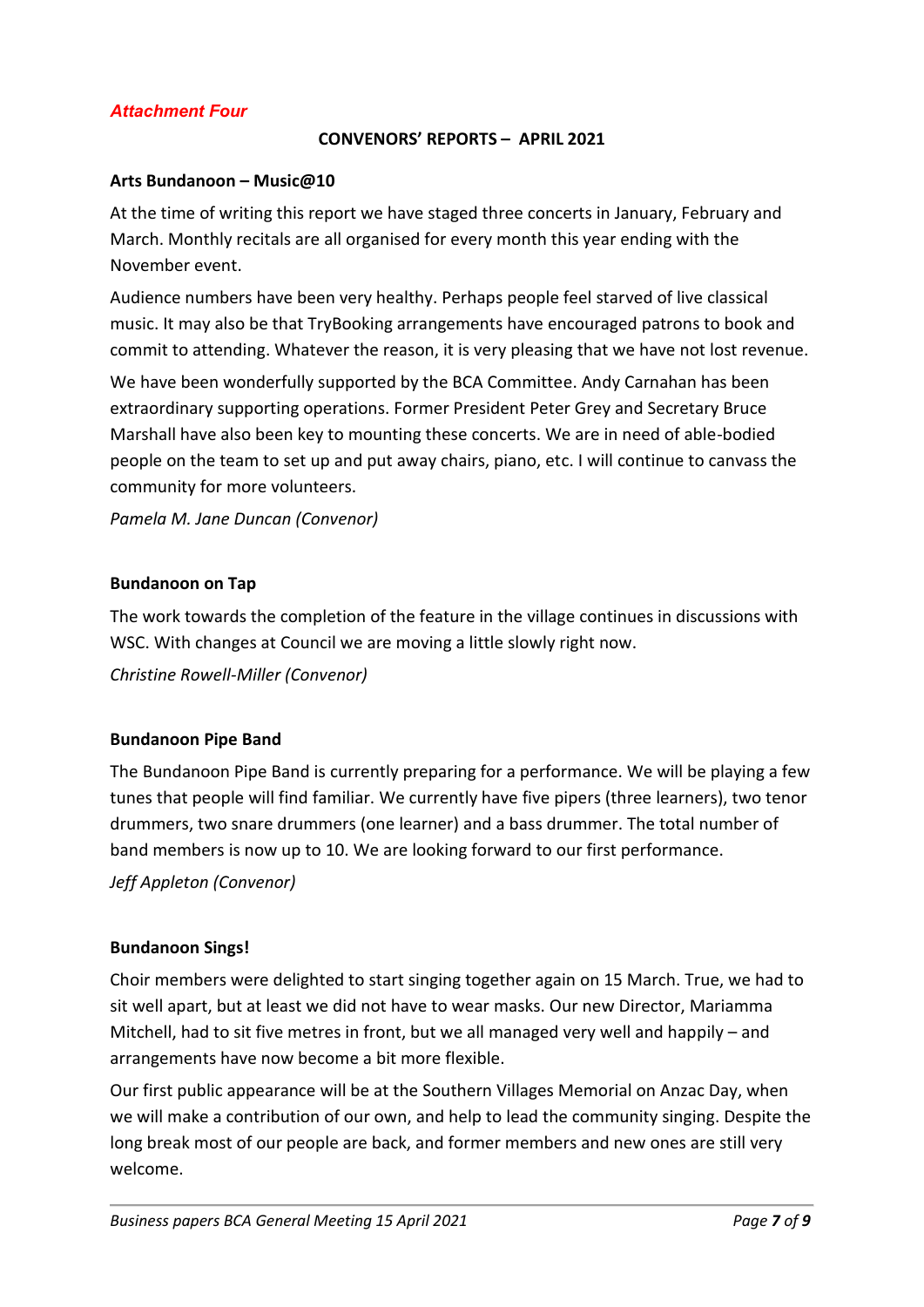*Attachment Four*

## CONVENORS' REPORTS – APRIL 2021

### Arts Bundanoon – Music@10

At the time of writing this report we have staged three concerts in January, February and March. Monthly recitals are all organised for every month this year ending with the November event.

Audience numbers have been very healthy. Perhaps people feel starved of live classical music. It may also be that TryBooking arrangements have encouraged patrons to book and commit to attending. Whatever the reason, it is very pleasing that we have not lost revenue.

We have been wonderfully supported by the BCA Committee. Andy Carnahan has been extraordinary supporting operations. Former President Peter Grey and Secretary Bruce Marshall have also been key to mounting these concerts. We are in need of able-bodied people on the team to set up and put away chairs, piano, etc. I will continue to canvass the community for more volunteers.

*Pamela M. Jane Duncan (Convenor)*

### Bundanoon on Tap

The work towards the completion of the feature in the village continues in discussions with WSC. With changes at Council we are moving a little slowly right now.

*Christine Rowell-Miller (Convenor)*

### Bundanoon Pipe Band

The Bundanoon Pipe Band is currently preparing for a performance. We will be playing a few tunes that people will find familiar. We currently have five pipers (three learners), two tenor drummers, two snare drummers (one learner) and a bass drummer. The total number of band members is now up to 10. We are looking forward to our first performance.

*Jeff Appleton (Convenor)*

### Bundanoon Sings!

Choir members were delighted to start singing together again on 15 March. True, we had to sit well apart, but at least we did not have to wear masks. Our new Director, Mariamma Mitchell, had to sit five metres in front, but we all managed very well and happily – and arrangements have now become a bit more flexible.

Our first public appearance will be at the Southern Villages Memorial on Anzac Day, when we will make a contribution of our own, and help to lead the community singing. Despite the long break most of our people are back, and former members and new ones are still very welcome.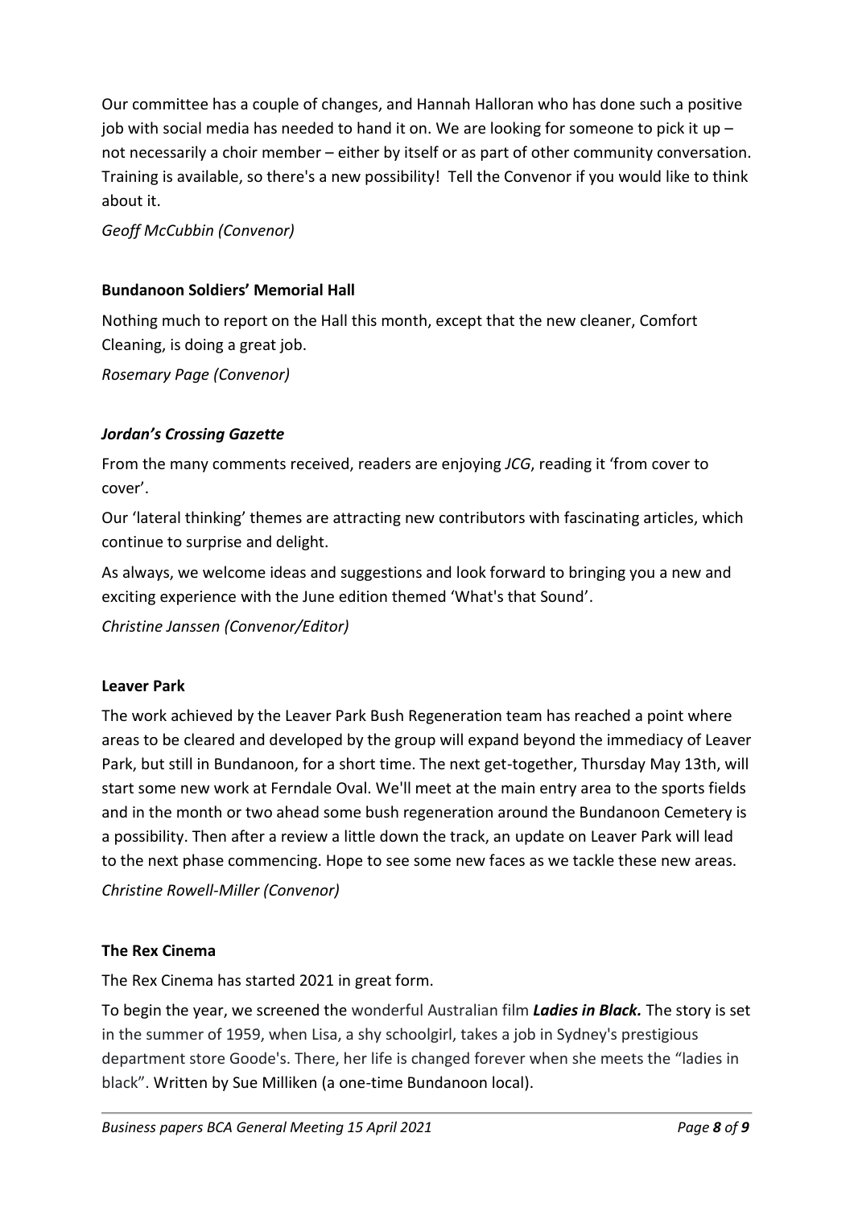Our committee has a couple of changes, and Hannah Halloran who has done such a positive job with social media has needed to hand it on. We are looking for someone to pick it up – not necessarily a choir member – either by itself or as part of other community conversation. Training is available, so there's a new possibility! Tell the Convenor if you would like to think about it.

*Geoff McCubbin (Convenor)*

**Bundanoon Soldiers' Memorial Hall**

Nothing much to report on the Hall this month, except that the new cleaner, Comfort Cleaning, is doing a great job.

*Rosemary Page (Convenor)*

***Jordan's Crossing Gazette***

From the many comments received, readers are enjoying *JCG*, reading it 'from cover to cover'.

Our 'lateral thinking' themes are attracting new contributors with fascinating articles, which continue to surprise and delight.

As always, we welcome ideas and suggestions and look forward to bringing you a new and exciting experience with the June edition themed 'What's that Sound'.

*Christine Janssen (Convenor/Editor)*

**Leaver Park**

The work achieved by the Leaver Park Bush Regeneration team has reached a point where areas to be cleared and developed by the group will expand beyond the immediacy of Leaver Park, but still in Bundanoon, for a short time. The next get-together, Thursday May 13th, will start some new work at Ferndale Oval. We'll meet at the main entry area to the sports fields and in the month or two ahead some bush regeneration around the Bundanoon Cemetery is a possibility. Then after a review a little down the track, an update on Leaver Park will lead to the next phase commencing. Hope to see some new faces as we tackle these new areas.

*Christine Rowell-Miller (Convenor)*

**The Rex Cinema**

The Rex Cinema has started 2021 in great form.

To begin the year, we screened the wonderful Australian film ***Ladies in Black.*** The story is set in the summer of 1959, when Lisa, a shy schoolgirl, takes a job in Sydney's prestigious department store Goode's. There, her life is changed forever when she meets the "ladies in black". Written by Sue Milliken (a one-time Bundanoon local).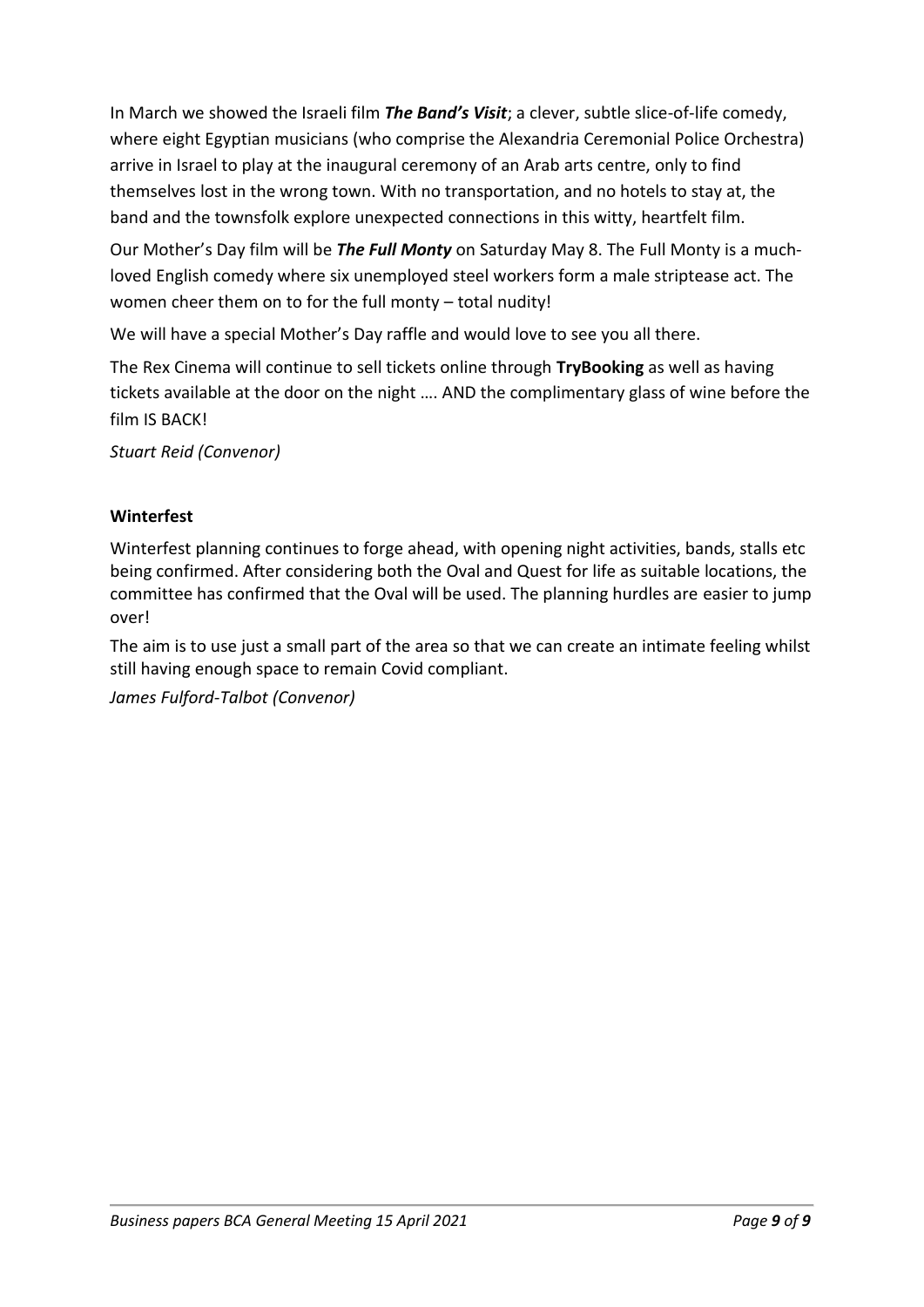In March we showed the Israeli film ***The Band's Visit***; a clever, subtle slice-of-life comedy, where eight Egyptian musicians (who comprise the Alexandria Ceremonial Police Orchestra) arrive in Israel to play at the inaugural ceremony of an Arab arts centre, only to find themselves lost in the wrong town. With no transportation, and no hotels to stay at, the band and the townsfolk explore unexpected connections in this witty, heartfelt film.

Our Mother's Day film will be ***The Full Monty*** on Saturday May 8. The Full Monty is a much-loved English comedy where six unemployed steel workers form a male striptease act. The women cheer them on to for the full monty – total nudity!

We will have a special Mother's Day raffle and would love to see you all there.

The Rex Cinema will continue to sell tickets online through **TryBooking** as well as having tickets available at the door on the night …. AND the complimentary glass of wine before the film IS BACK!

*Stuart Reid (Convenor)*

**Winterfest**

Winterfest planning continues to forge ahead, with opening night activities, bands, stalls etc being confirmed. After considering both the Oval and Quest for life as suitable locations, the committee has confirmed that the Oval will be used. The planning hurdles are easier to jump over!

The aim is to use just a small part of the area so that we can create an intimate feeling whilst still having enough space to remain Covid compliant.

*James Fulford-Talbot (Convenor)*